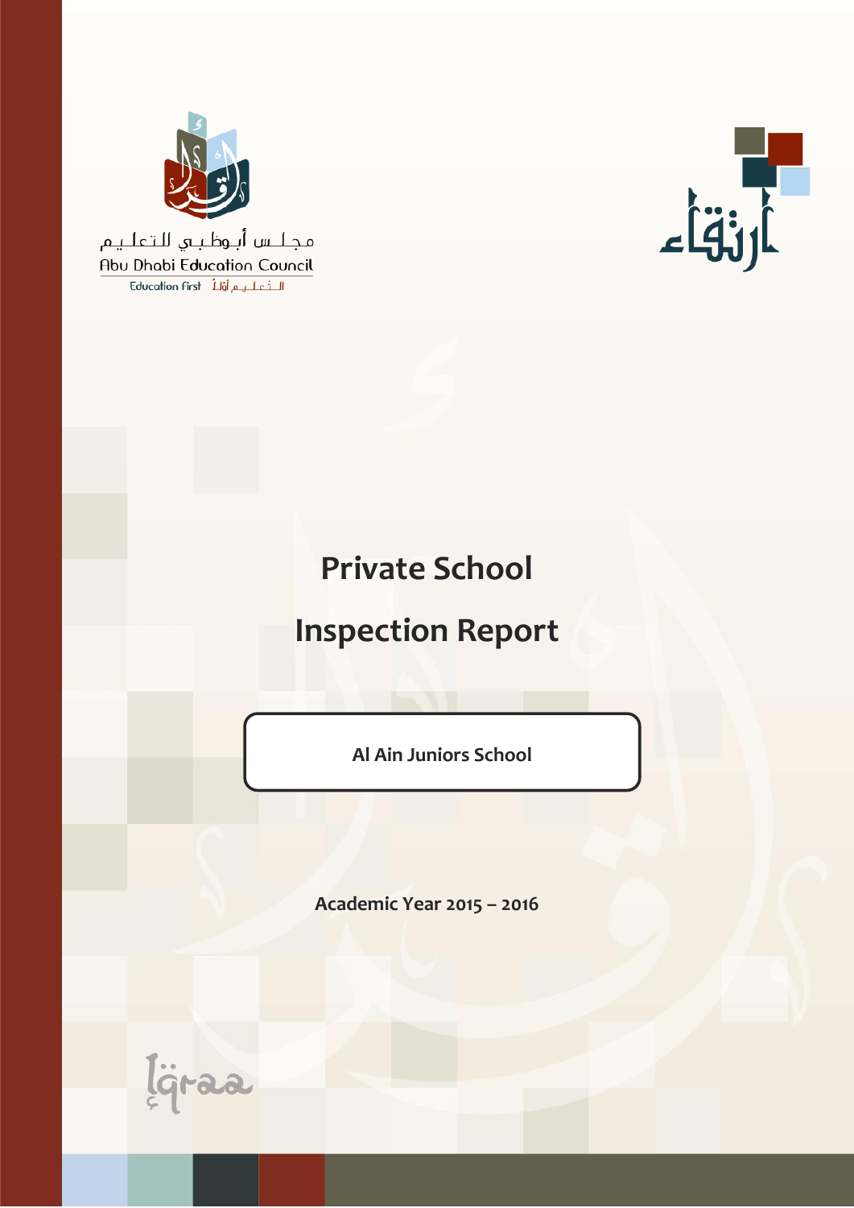مجلس أبوظبي للتعليم

Abu Dhabi Education Council

Education First التعليم أولاً

ارتقاء

# Private School

# Inspection Report

**Al Ain Juniors School**

**Academic Year 2015 – 2016**

Iqraa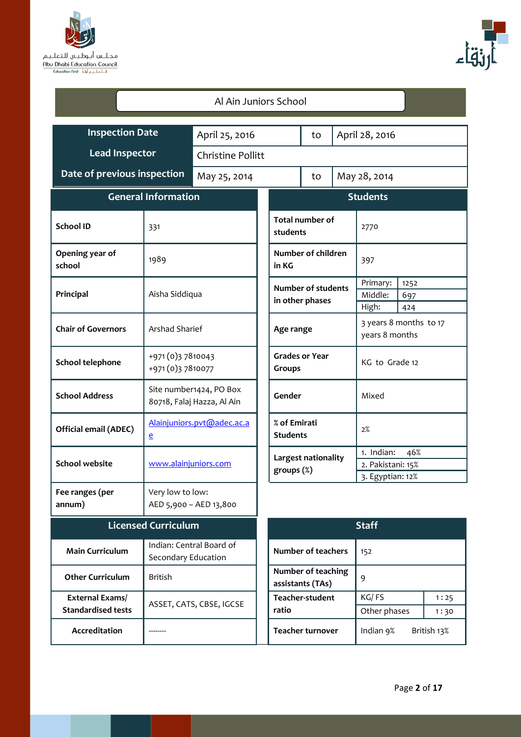# Al Ain Juniors School

| Inspection Date | April 25, 2016 | to | April 28, 2016 |
|---|---|---|---|
| Lead Inspector | Christine Pollitt | | |
| Date of previous inspection | May 25, 2014 | to | May 28, 2014 |

| General Information | |
|---|---|
| School ID | 331 |
| Opening year of school | 1989 |
| Principal | Aisha Siddiqua |
| Chair of Governors | Arshad Sharief |
| School telephone | +971 (0)3 7810043<br>+971 (0)3 7810077 |
| School Address | Site number1424, PO Box 80718, Falaj Hazza, Al Ain |
| Official email (ADEC) | Alainjuniors.pvt@adec.ac.ae |
| School website | www.alainjuniors.com |
| Fee ranges (per annum) | Very low to low:<br>AED 5,900 – AED 13,800 |

| Students | | |
|---|---|---|
| Total number of students | 2770 | |
| Number of children in KG | 397 | |
| Number of students in other phases | Primary: | 1252 |
| | Middle: | 697 |
| | High: | 424 |
| Age range | 3 years 8 months to 17 years 8 months | |
| Grades or Year Groups | KG to Grade 12 | |
| Gender | Mixed | |
| % of Emirati Students | 2% | |
| Largest nationality groups (%) | 1. Indian: | 46% |
| | 2. Pakistani: | 15% |
| | 3. Egyptian: | 12% |

| Licensed Curriculum | |
|---|---|
| Main Curriculum | Indian: Central Board of Secondary Education |
| Other Curriculum | British |
| External Exams/ Standardised tests | ASSET, CATS, CBSE, IGCSE |
| Accreditation | -------- |

| Staff | | |
|---|---|---|
| Number of teachers | 152 | |
| Number of teaching assistants (TAs) | 9 | |
| Teacher-student ratio | KG/ FS | 1 : 25 |
| | Other phases | 1 : 30 |
| Teacher turnover | Indian 9% | British 13% |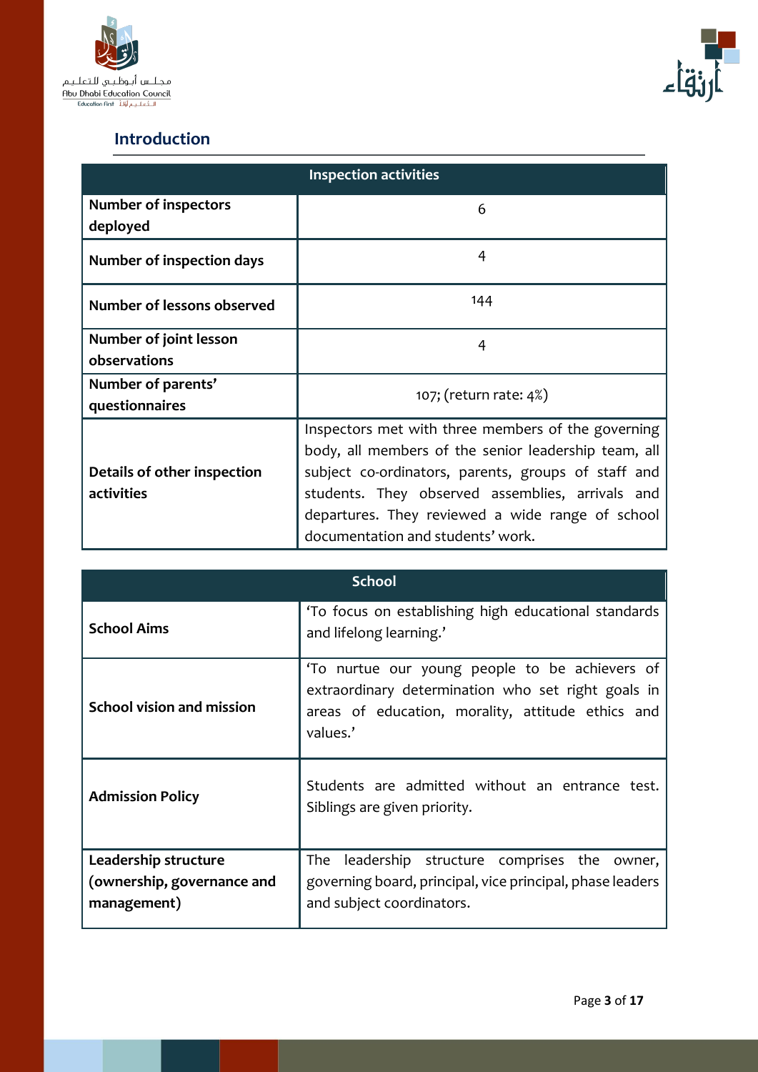## Introduction

| Inspection activities | |
|---|---|
| **Number of inspectors deployed** | 6 |
| **Number of inspection days** | 4 |
| **Number of lessons observed** | 144 |
| **Number of joint lesson observations** | 4 |
| **Number of parents' questionnaires** | 107; (return rate: 4%) |
| **Details of other inspection activities** | Inspectors met with three members of the governing body, all members of the senior leadership team, all subject co-ordinators, parents, groups of staff and students. They observed assemblies, arrivals and departures. They reviewed a wide range of school documentation and students' work. |

| School | |
|---|---|
| **School Aims** | 'To focus on establishing high educational standards and lifelong learning.' |
| **School vision and mission** | 'To nurtue our young people to be achievers of extraordinary determination who set right goals in areas of education, morality, attitude ethics and values.' |
| **Admission Policy** | Students are admitted without an entrance test. Siblings are given priority. |
| **Leadership structure (ownership, governance and management)** | The leadership structure comprises the owner, governing board, principal, vice principal, phase leaders and subject coordinators. |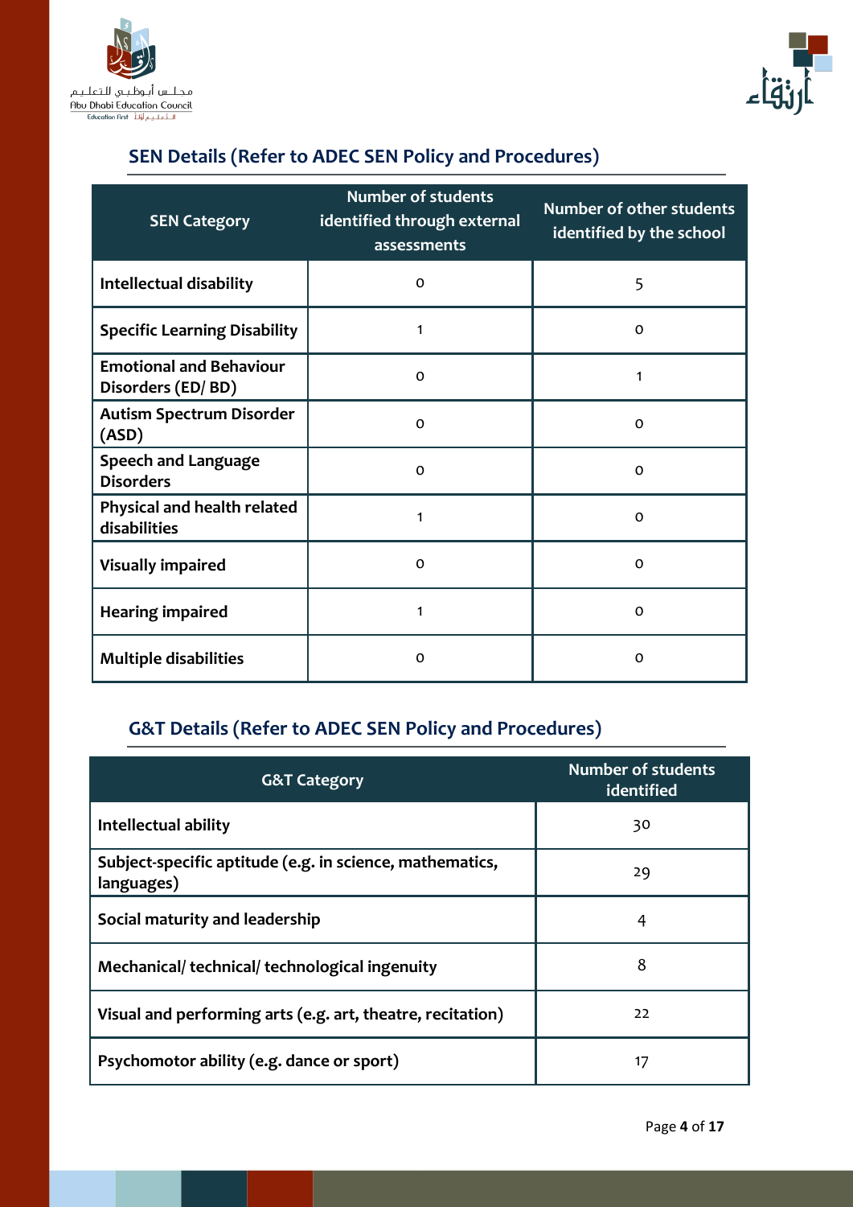## SEN Details (Refer to ADEC SEN Policy and Procedures)

| SEN Category | Number of students identified through external assessments | Number of other students identified by the school |
|---|---|---|
| Intellectual disability | 0 | 5 |
| Specific Learning Disability | 1 | 0 |
| Emotional and Behaviour Disorders (ED/ BD) | 0 | 1 |
| Autism Spectrum Disorder (ASD) | 0 | 0 |
| Speech and Language Disorders | 0 | 0 |
| Physical and health related disabilities | 1 | 0 |
| Visually impaired | 0 | 0 |
| Hearing impaired | 1 | 0 |
| Multiple disabilities | 0 | 0 |

## G&T Details (Refer to ADEC SEN Policy and Procedures)

| G&T Category | Number of students identified |
|---|---|
| Intellectual ability | 30 |
| Subject-specific aptitude (e.g. in science, mathematics, languages) | 29 |
| Social maturity and leadership | 4 |
| Mechanical/ technical/ technological ingenuity | 8 |
| Visual and performing arts (e.g. art, theatre, recitation) | 22 |
| Psychomotor ability (e.g. dance or sport) | 17 |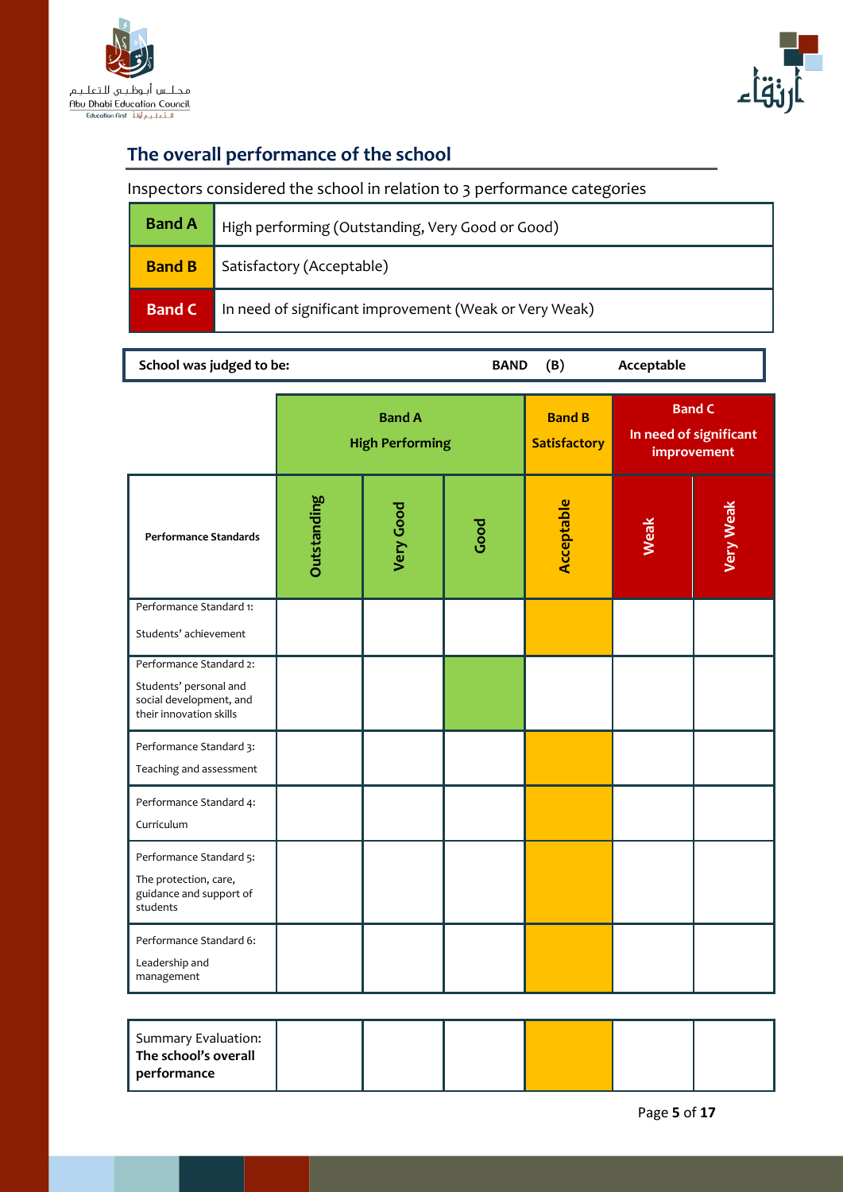## The overall performance of the school

Inspectors considered the school in relation to 3 performance categories

| | |
|---|---|
| **Band A** | High performing (Outstanding, Very Good or Good) |
| **Band B** | Satisfactory (Acceptable) |
| **Band C** | In need of significant improvement (Weak or Very Weak) |

| **School was judged to be:** | **BAND** | **(B)** | **Acceptable** |
|---|---|---|---|

| | **Band A High Performing** | | | **Band B Satisfactory** | **Band C In need of significant improvement** | |
|---|---|---|---|---|---|---|
| **Performance Standards** | **Outstanding** | **Very Good** | **Good** | **Acceptable** | **Weak** | **Very Weak** |
| Performance Standard 1: Students' achievement | | | | ✓ | | |
| Performance Standard 2: Students' personal and social development, and their innovation skills | | | ✓ | | | |
| Performance Standard 3: Teaching and assessment | | | | ✓ | | |
| Performance Standard 4: Curriculum | | | | ✓ | | |
| Performance Standard 5: The protection, care, guidance and support of students | | | | ✓ | | |
| Performance Standard 6: Leadership and management | | | | ✓ | | |

| | | | | | | |
|---|---|---|---|---|---|---|
| Summary Evaluation: **The school's overall performance** | | | | ✓ | | |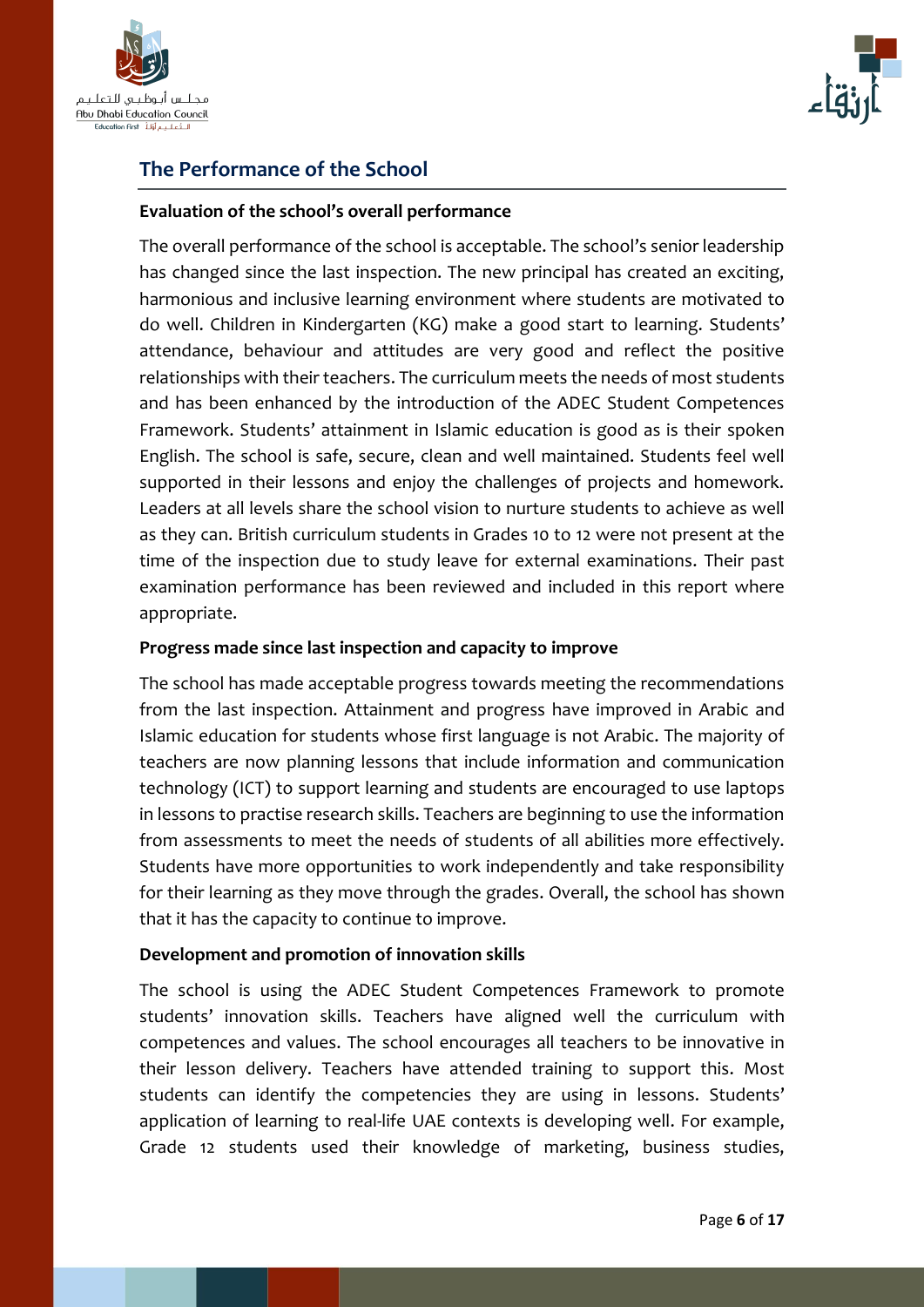## The Performance of the School

**Evaluation of the school's overall performance**

The overall performance of the school is acceptable. The school's senior leadership has changed since the last inspection. The new principal has created an exciting, harmonious and inclusive learning environment where students are motivated to do well. Children in Kindergarten (KG) make a good start to learning. Students' attendance, behaviour and attitudes are very good and reflect the positive relationships with their teachers. The curriculum meets the needs of most students and has been enhanced by the introduction of the ADEC Student Competences Framework. Students' attainment in Islamic education is good as is their spoken English. The school is safe, secure, clean and well maintained. Students feel well supported in their lessons and enjoy the challenges of projects and homework. Leaders at all levels share the school vision to nurture students to achieve as well as they can. British curriculum students in Grades 10 to 12 were not present at the time of the inspection due to study leave for external examinations. Their past examination performance has been reviewed and included in this report where appropriate.

**Progress made since last inspection and capacity to improve**

The school has made acceptable progress towards meeting the recommendations from the last inspection. Attainment and progress have improved in Arabic and Islamic education for students whose first language is not Arabic. The majority of teachers are now planning lessons that include information and communication technology (ICT) to support learning and students are encouraged to use laptops in lessons to practise research skills. Teachers are beginning to use the information from assessments to meet the needs of students of all abilities more effectively. Students have more opportunities to work independently and take responsibility for their learning as they move through the grades. Overall, the school has shown that it has the capacity to continue to improve.

**Development and promotion of innovation skills**

The school is using the ADEC Student Competences Framework to promote students' innovation skills. Teachers have aligned well the curriculum with competences and values. The school encourages all teachers to be innovative in their lesson delivery. Teachers have attended training to support this. Most students can identify the competencies they are using in lessons. Students' application of learning to real-life UAE contexts is developing well. For example, Grade 12 students used their knowledge of marketing, business studies,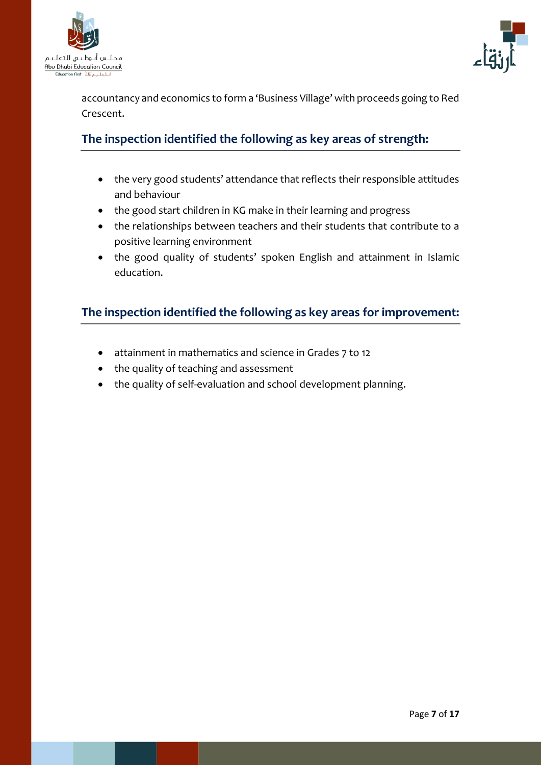accountancy and economics to form a 'Business Village' with proceeds going to Red Crescent.

## The inspection identified the following as key areas of strength:

- the very good students' attendance that reflects their responsible attitudes and behaviour
- the good start children in KG make in their learning and progress
- the relationships between teachers and their students that contribute to a positive learning environment
- the good quality of students' spoken English and attainment in Islamic education.

## The inspection identified the following as key areas for improvement:

- attainment in mathematics and science in Grades 7 to 12
- the quality of teaching and assessment
- the quality of self-evaluation and school development planning.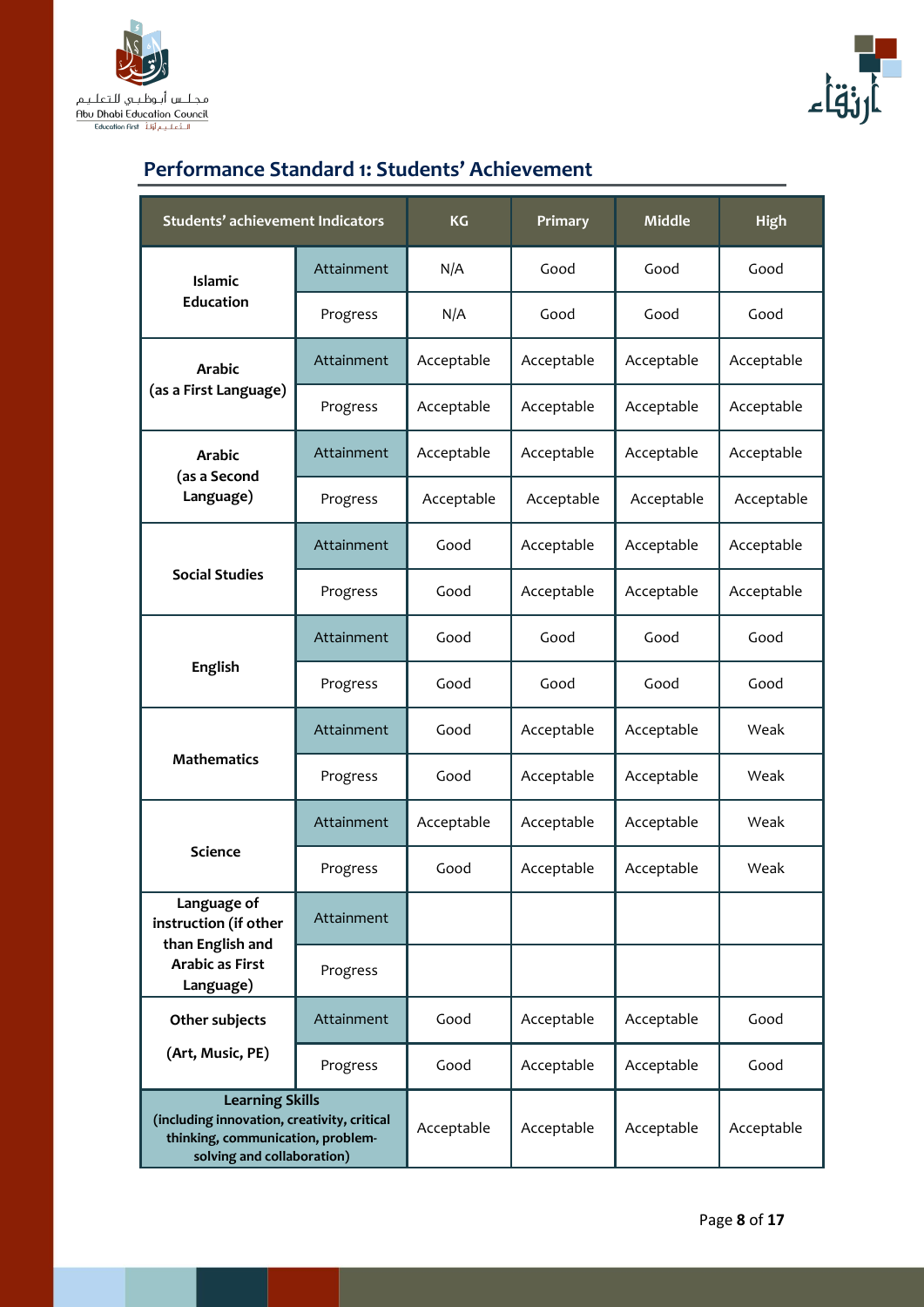## Performance Standard 1: Students' Achievement

| Students' achievement Indicators | | KG | Primary | Middle | High |
|---|---|---|---|---|---|
| **Islamic Education** | Attainment | N/A | Good | Good | Good |
| | Progress | N/A | Good | Good | Good |
| **Arabic (as a First Language)** | Attainment | Acceptable | Acceptable | Acceptable | Acceptable |
| | Progress | Acceptable | Acceptable | Acceptable | Acceptable |
| **Arabic (as a Second Language)** | Attainment | Acceptable | Acceptable | Acceptable | Acceptable |
| | Progress | Acceptable | Acceptable | Acceptable | Acceptable |
| **Social Studies** | Attainment | Good | Acceptable | Acceptable | Acceptable |
| | Progress | Good | Acceptable | Acceptable | Acceptable |
| **English** | Attainment | Good | Good | Good | Good |
| | Progress | Good | Good | Good | Good |
| **Mathematics** | Attainment | Good | Acceptable | Acceptable | Weak |
| | Progress | Good | Acceptable | Acceptable | Weak |
| **Science** | Attainment | Acceptable | Acceptable | Acceptable | Weak |
| | Progress | Good | Acceptable | Acceptable | Weak |
| **Language of instruction (if other than English and Arabic as First Language)** | Attainment | | | | |
| | Progress | | | | |
| **Other subjects (Art, Music, PE)** | Attainment | Good | Acceptable | Acceptable | Good |
| | Progress | Good | Acceptable | Acceptable | Good |
| **Learning Skills (including innovation, creativity, critical thinking, communication, problem-solving and collaboration)** | | Acceptable | Acceptable | Acceptable | Acceptable |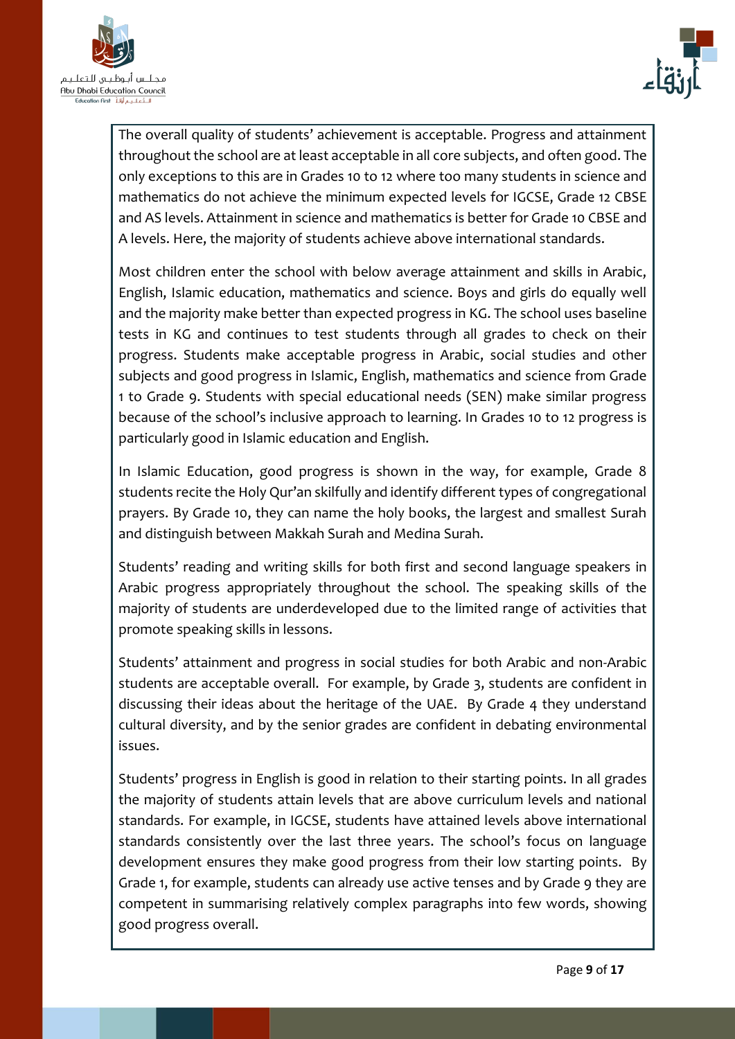The overall quality of students' achievement is acceptable. Progress and attainment throughout the school are at least acceptable in all core subjects, and often good. The only exceptions to this are in Grades 10 to 12 where too many students in science and mathematics do not achieve the minimum expected levels for IGCSE, Grade 12 CBSE and AS levels. Attainment in science and mathematics is better for Grade 10 CBSE and A levels. Here, the majority of students achieve above international standards.

Most children enter the school with below average attainment and skills in Arabic, English, Islamic education, mathematics and science. Boys and girls do equally well and the majority make better than expected progress in KG. The school uses baseline tests in KG and continues to test students through all grades to check on their progress. Students make acceptable progress in Arabic, social studies and other subjects and good progress in Islamic, English, mathematics and science from Grade 1 to Grade 9. Students with special educational needs (SEN) make similar progress because of the school's inclusive approach to learning. In Grades 10 to 12 progress is particularly good in Islamic education and English.

In Islamic Education, good progress is shown in the way, for example, Grade 8 students recite the Holy Qur'an skilfully and identify different types of congregational prayers. By Grade 10, they can name the holy books, the largest and smallest Surah and distinguish between Makkah Surah and Medina Surah.

Students' reading and writing skills for both first and second language speakers in Arabic progress appropriately throughout the school. The speaking skills of the majority of students are underdeveloped due to the limited range of activities that promote speaking skills in lessons.

Students' attainment and progress in social studies for both Arabic and non-Arabic students are acceptable overall. For example, by Grade 3, students are confident in discussing their ideas about the heritage of the UAE. By Grade 4 they understand cultural diversity, and by the senior grades are confident in debating environmental issues.

Students' progress in English is good in relation to their starting points. In all grades the majority of students attain levels that are above curriculum levels and national standards. For example, in IGCSE, students have attained levels above international standards consistently over the last three years. The school's focus on language development ensures they make good progress from their low starting points. By Grade 1, for example, students can already use active tenses and by Grade 9 they are competent in summarising relatively complex paragraphs into few words, showing good progress overall.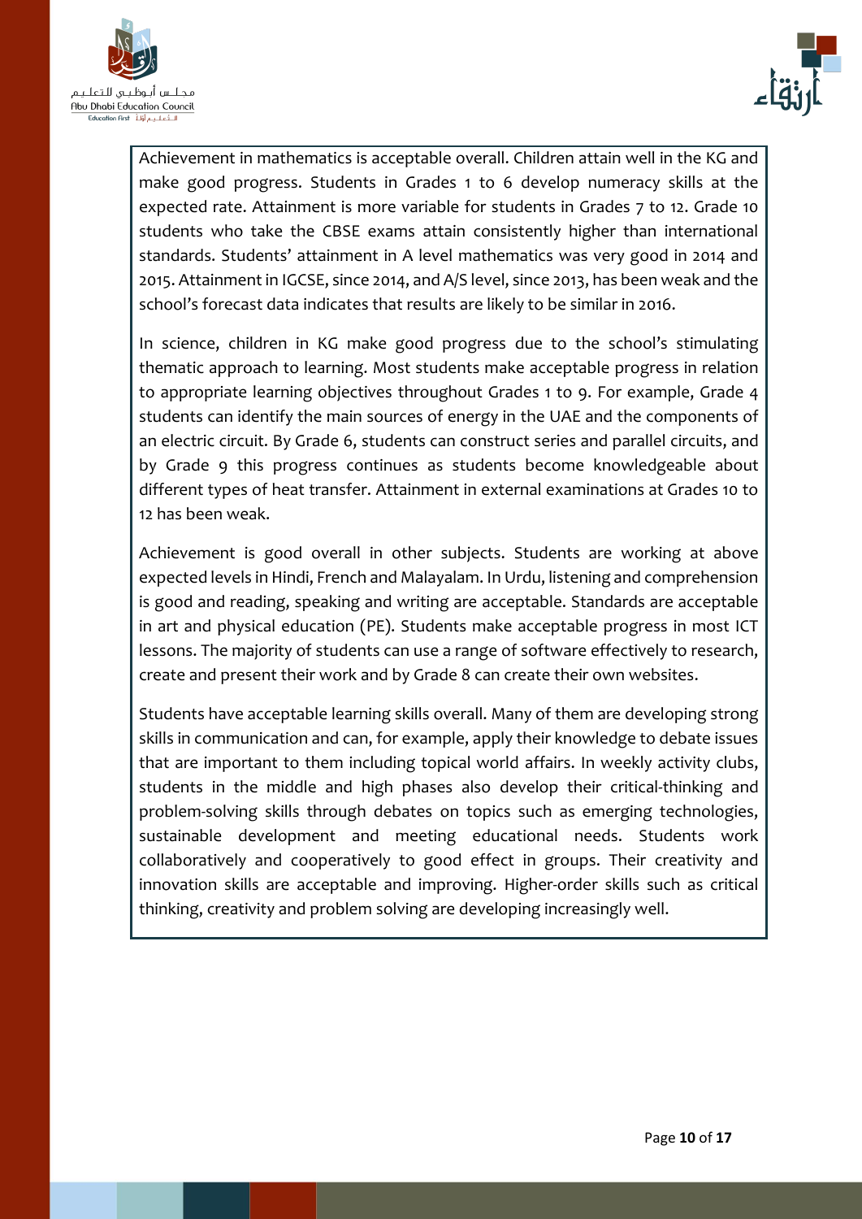Achievement in mathematics is acceptable overall. Children attain well in the KG and make good progress. Students in Grades 1 to 6 develop numeracy skills at the expected rate. Attainment is more variable for students in Grades 7 to 12. Grade 10 students who take the CBSE exams attain consistently higher than international standards. Students' attainment in A level mathematics was very good in 2014 and 2015. Attainment in IGCSE, since 2014, and A/S level, since 2013, has been weak and the school's forecast data indicates that results are likely to be similar in 2016.

In science, children in KG make good progress due to the school's stimulating thematic approach to learning. Most students make acceptable progress in relation to appropriate learning objectives throughout Grades 1 to 9. For example, Grade 4 students can identify the main sources of energy in the UAE and the components of an electric circuit. By Grade 6, students can construct series and parallel circuits, and by Grade 9 this progress continues as students become knowledgeable about different types of heat transfer. Attainment in external examinations at Grades 10 to 12 has been weak.

Achievement is good overall in other subjects. Students are working at above expected levels in Hindi, French and Malayalam. In Urdu, listening and comprehension is good and reading, speaking and writing are acceptable. Standards are acceptable in art and physical education (PE). Students make acceptable progress in most ICT lessons. The majority of students can use a range of software effectively to research, create and present their work and by Grade 8 can create their own websites.

Students have acceptable learning skills overall. Many of them are developing strong skills in communication and can, for example, apply their knowledge to debate issues that are important to them including topical world affairs. In weekly activity clubs, students in the middle and high phases also develop their critical-thinking and problem-solving skills through debates on topics such as emerging technologies, sustainable development and meeting educational needs. Students work collaboratively and cooperatively to good effect in groups. Their creativity and innovation skills are acceptable and improving. Higher-order skills such as critical thinking, creativity and problem solving are developing increasingly well.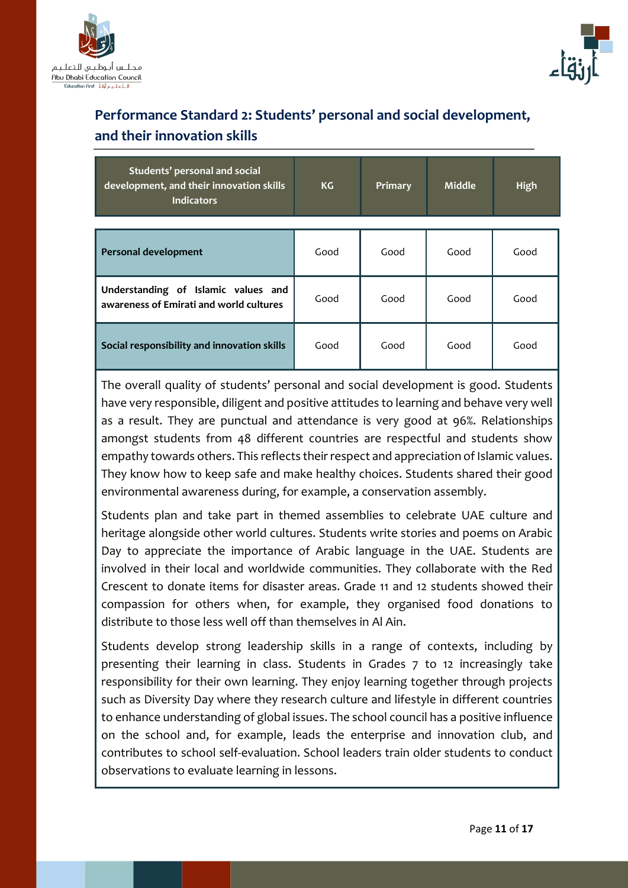## Performance Standard 2: Students' personal and social development, and their innovation skills

| Students' personal and social development, and their innovation skills Indicators | KG | Primary | Middle | High |
|---|---|---|---|---|
| **Personal development** | Good | Good | Good | Good |
| **Understanding of Islamic values and awareness of Emirati and world cultures** | Good | Good | Good | Good |
| **Social responsibility and innovation skills** | Good | Good | Good | Good |

The overall quality of students' personal and social development is good. Students have very responsible, diligent and positive attitudes to learning and behave very well as a result. They are punctual and attendance is very good at 96%. Relationships amongst students from 48 different countries are respectful and students show empathy towards others. This reflects their respect and appreciation of Islamic values. They know how to keep safe and make healthy choices. Students shared their good environmental awareness during, for example, a conservation assembly.

Students plan and take part in themed assemblies to celebrate UAE culture and heritage alongside other world cultures. Students write stories and poems on Arabic Day to appreciate the importance of Arabic language in the UAE. Students are involved in their local and worldwide communities. They collaborate with the Red Crescent to donate items for disaster areas. Grade 11 and 12 students showed their compassion for others when, for example, they organised food donations to distribute to those less well off than themselves in Al Ain.

Students develop strong leadership skills in a range of contexts, including by presenting their learning in class. Students in Grades 7 to 12 increasingly take responsibility for their own learning. They enjoy learning together through projects such as Diversity Day where they research culture and lifestyle in different countries to enhance understanding of global issues. The school council has a positive influence on the school and, for example, leads the enterprise and innovation club, and contributes to school self-evaluation. School leaders train older students to conduct observations to evaluate learning in lessons.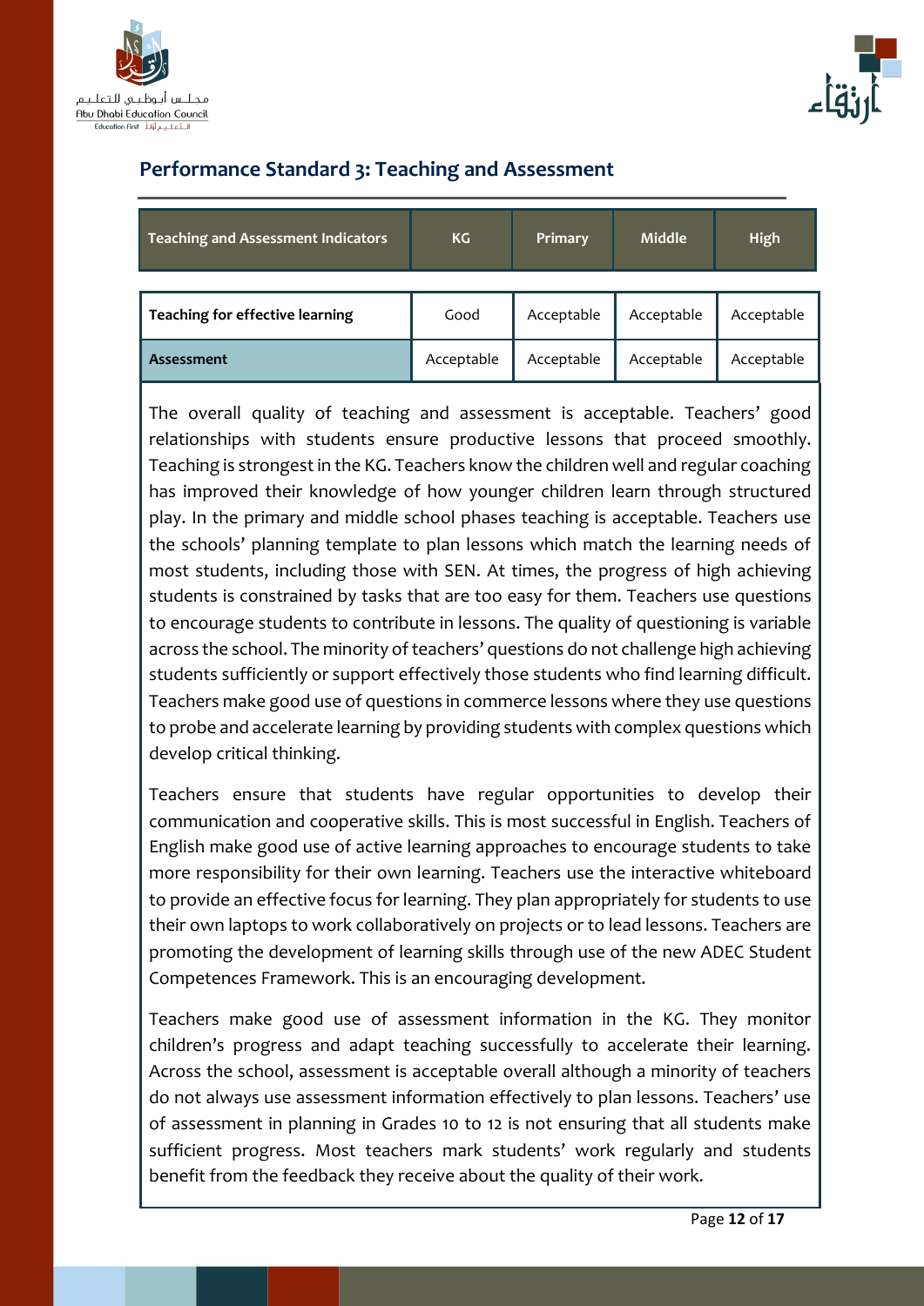## Performance Standard 3: Teaching and Assessment

| Teaching and Assessment Indicators | KG | Primary | Middle | High |
|---|---|---|---|---|
| **Teaching for effective learning** | Good | Acceptable | Acceptable | Acceptable |
| **Assessment** | Acceptable | Acceptable | Acceptable | Acceptable |

The overall quality of teaching and assessment is acceptable. Teachers' good relationships with students ensure productive lessons that proceed smoothly. Teaching is strongest in the KG. Teachers know the children well and regular coaching has improved their knowledge of how younger children learn through structured play. In the primary and middle school phases teaching is acceptable. Teachers use the schools' planning template to plan lessons which match the learning needs of most students, including those with SEN. At times, the progress of high achieving students is constrained by tasks that are too easy for them. Teachers use questions to encourage students to contribute in lessons. The quality of questioning is variable across the school. The minority of teachers' questions do not challenge high achieving students sufficiently or support effectively those students who find learning difficult. Teachers make good use of questions in commerce lessons where they use questions to probe and accelerate learning by providing students with complex questions which develop critical thinking.

Teachers ensure that students have regular opportunities to develop their communication and cooperative skills. This is most successful in English. Teachers of English make good use of active learning approaches to encourage students to take more responsibility for their own learning. Teachers use the interactive whiteboard to provide an effective focus for learning. They plan appropriately for students to use their own laptops to work collaboratively on projects or to lead lessons. Teachers are promoting the development of learning skills through use of the new ADEC Student Competences Framework. This is an encouraging development.

Teachers make good use of assessment information in the KG. They monitor children's progress and adapt teaching successfully to accelerate their learning. Across the school, assessment is acceptable overall although a minority of teachers do not always use assessment information effectively to plan lessons. Teachers' use of assessment in planning in Grades 10 to 12 is not ensuring that all students make sufficient progress. Most teachers mark students' work regularly and students benefit from the feedback they receive about the quality of their work.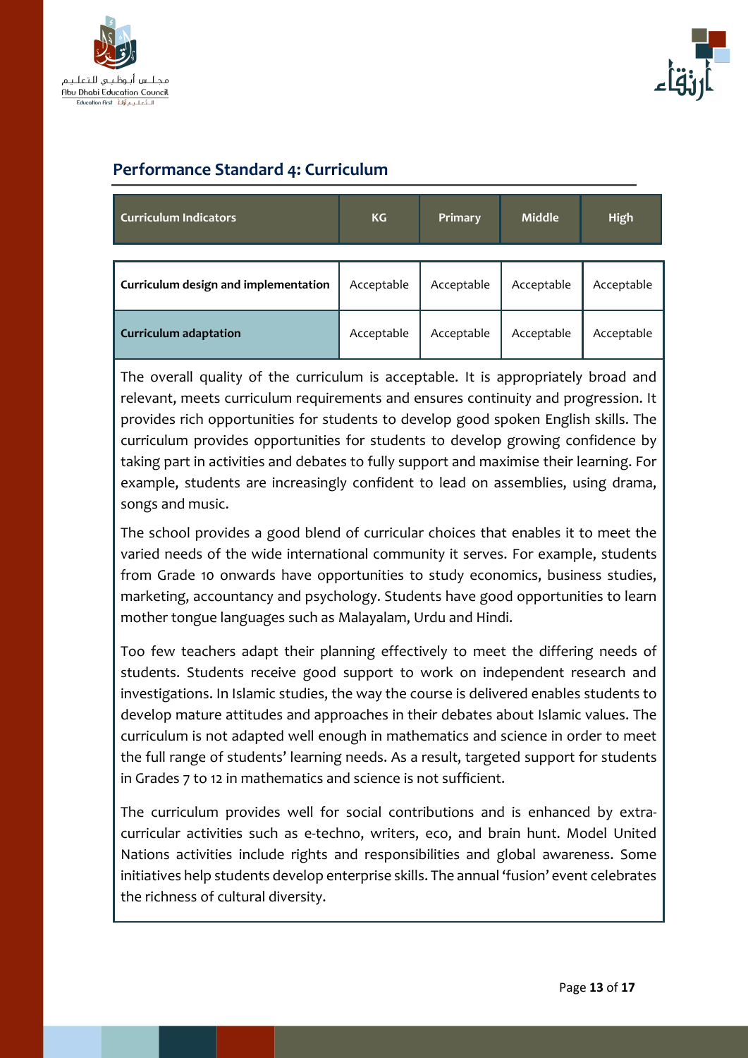## Performance Standard 4: Curriculum

| Curriculum Indicators | KG | Primary | Middle | High |
|---|---|---|---|---|
| Curriculum design and implementation | Acceptable | Acceptable | Acceptable | Acceptable |
| Curriculum adaptation | Acceptable | Acceptable | Acceptable | Acceptable |

The overall quality of the curriculum is acceptable. It is appropriately broad and relevant, meets curriculum requirements and ensures continuity and progression. It provides rich opportunities for students to develop good spoken English skills. The curriculum provides opportunities for students to develop growing confidence by taking part in activities and debates to fully support and maximise their learning. For example, students are increasingly confident to lead on assemblies, using drama, songs and music.

The school provides a good blend of curricular choices that enables it to meet the varied needs of the wide international community it serves. For example, students from Grade 10 onwards have opportunities to study economics, business studies, marketing, accountancy and psychology. Students have good opportunities to learn mother tongue languages such as Malayalam, Urdu and Hindi.

Too few teachers adapt their planning effectively to meet the differing needs of students. Students receive good support to work on independent research and investigations. In Islamic studies, the way the course is delivered enables students to develop mature attitudes and approaches in their debates about Islamic values. The curriculum is not adapted well enough in mathematics and science in order to meet the full range of students' learning needs. As a result, targeted support for students in Grades 7 to 12 in mathematics and science is not sufficient.

The curriculum provides well for social contributions and is enhanced by extra-curricular activities such as e-techno, writers, eco, and brain hunt. Model United Nations activities include rights and responsibilities and global awareness. Some initiatives help students develop enterprise skills. The annual 'fusion' event celebrates the richness of cultural diversity.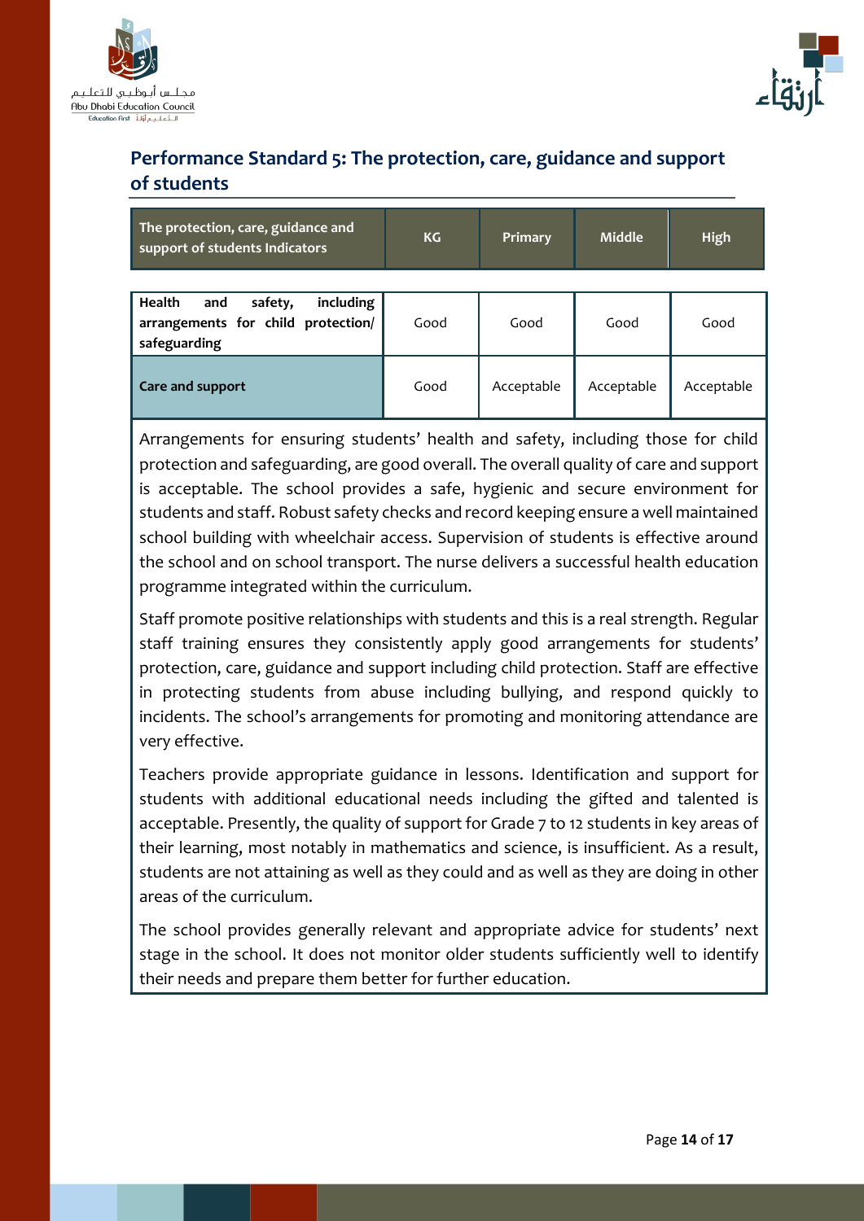## Performance Standard 5: The protection, care, guidance and support of students

| The protection, care, guidance and support of students Indicators | KG | Primary | Middle | High |
|---|---|---|---|---|
| **Health and safety, including arrangements for child protection/ safeguarding** | Good | Good | Good | Good |
| **Care and support** | Good | Acceptable | Acceptable | Acceptable |

Arrangements for ensuring students' health and safety, including those for child protection and safeguarding, are good overall. The overall quality of care and support is acceptable. The school provides a safe, hygienic and secure environment for students and staff. Robust safety checks and record keeping ensure a well maintained school building with wheelchair access. Supervision of students is effective around the school and on school transport. The nurse delivers a successful health education programme integrated within the curriculum.

Staff promote positive relationships with students and this is a real strength. Regular staff training ensures they consistently apply good arrangements for students' protection, care, guidance and support including child protection. Staff are effective in protecting students from abuse including bullying, and respond quickly to incidents. The school's arrangements for promoting and monitoring attendance are very effective.

Teachers provide appropriate guidance in lessons. Identification and support for students with additional educational needs including the gifted and talented is acceptable. Presently, the quality of support for Grade 7 to 12 students in key areas of their learning, most notably in mathematics and science, is insufficient. As a result, students are not attaining as well as they could and as well as they are doing in other areas of the curriculum.

The school provides generally relevant and appropriate advice for students' next stage in the school. It does not monitor older students sufficiently well to identify their needs and prepare them better for further education.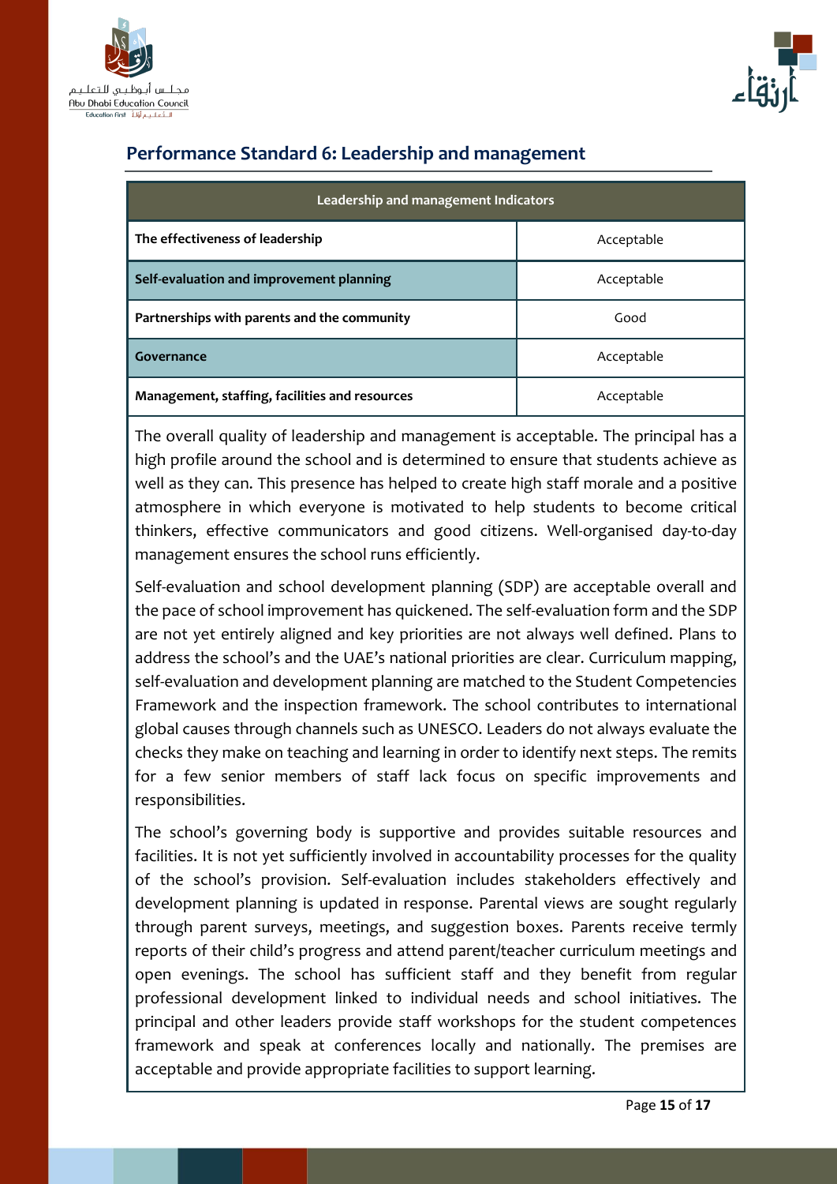## Performance Standard 6: Leadership and management

| Leadership and management Indicators | |
|---|---|
| **The effectiveness of leadership** | Acceptable |
| **Self-evaluation and improvement planning** | Acceptable |
| **Partnerships with parents and the community** | Good |
| **Governance** | Acceptable |
| **Management, staffing, facilities and resources** | Acceptable |

The overall quality of leadership and management is acceptable. The principal has a high profile around the school and is determined to ensure that students achieve as well as they can. This presence has helped to create high staff morale and a positive atmosphere in which everyone is motivated to help students to become critical thinkers, effective communicators and good citizens. Well-organised day-to-day management ensures the school runs efficiently.

Self-evaluation and school development planning (SDP) are acceptable overall and the pace of school improvement has quickened. The self-evaluation form and the SDP are not yet entirely aligned and key priorities are not always well defined. Plans to address the school's and the UAE's national priorities are clear. Curriculum mapping, self-evaluation and development planning are matched to the Student Competencies Framework and the inspection framework. The school contributes to international global causes through channels such as UNESCO. Leaders do not always evaluate the checks they make on teaching and learning in order to identify next steps. The remits for a few senior members of staff lack focus on specific improvements and responsibilities.

The school's governing body is supportive and provides suitable resources and facilities. It is not yet sufficiently involved in accountability processes for the quality of the school's provision. Self-evaluation includes stakeholders effectively and development planning is updated in response. Parental views are sought regularly through parent surveys, meetings, and suggestion boxes. Parents receive termly reports of their child's progress and attend parent/teacher curriculum meetings and open evenings. The school has sufficient staff and they benefit from regular professional development linked to individual needs and school initiatives. The principal and other leaders provide staff workshops for the student competences framework and speak at conferences locally and nationally. The premises are acceptable and provide appropriate facilities to support learning.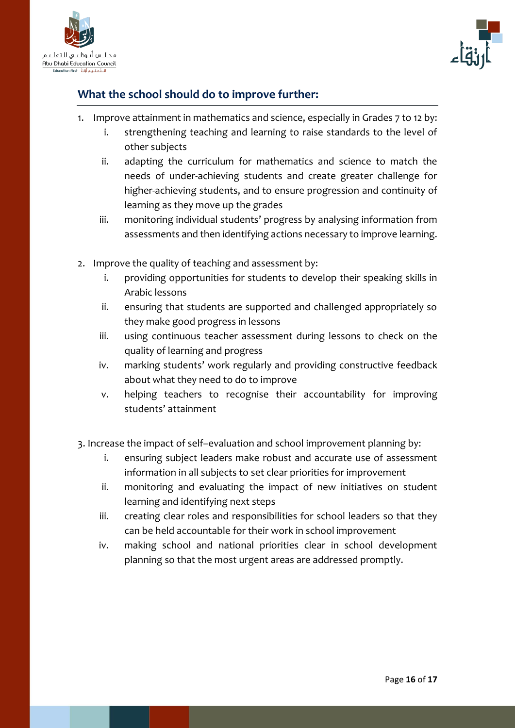## What the school should do to improve further:

1. Improve attainment in mathematics and science, especially in Grades 7 to 12 by:
   - i. strengthening teaching and learning to raise standards to the level of other subjects
   - ii. adapting the curriculum for mathematics and science to match the needs of under-achieving students and create greater challenge for higher-achieving students, and to ensure progression and continuity of learning as they move up the grades
   - iii. monitoring individual students' progress by analysing information from assessments and then identifying actions necessary to improve learning.

2. Improve the quality of teaching and assessment by:
   - i. providing opportunities for students to develop their speaking skills in Arabic lessons
   - ii. ensuring that students are supported and challenged appropriately so they make good progress in lessons
   - iii. using continuous teacher assessment during lessons to check on the quality of learning and progress
   - iv. marking students' work regularly and providing constructive feedback about what they need to do to improve
   - v. helping teachers to recognise their accountability for improving students' attainment

3. Increase the impact of self–evaluation and school improvement planning by:
   - i. ensuring subject leaders make robust and accurate use of assessment information in all subjects to set clear priorities for improvement
   - ii. monitoring and evaluating the impact of new initiatives on student learning and identifying next steps
   - iii. creating clear roles and responsibilities for school leaders so that they can be held accountable for their work in school improvement
   - iv. making school and national priorities clear in school development planning so that the most urgent areas are addressed promptly.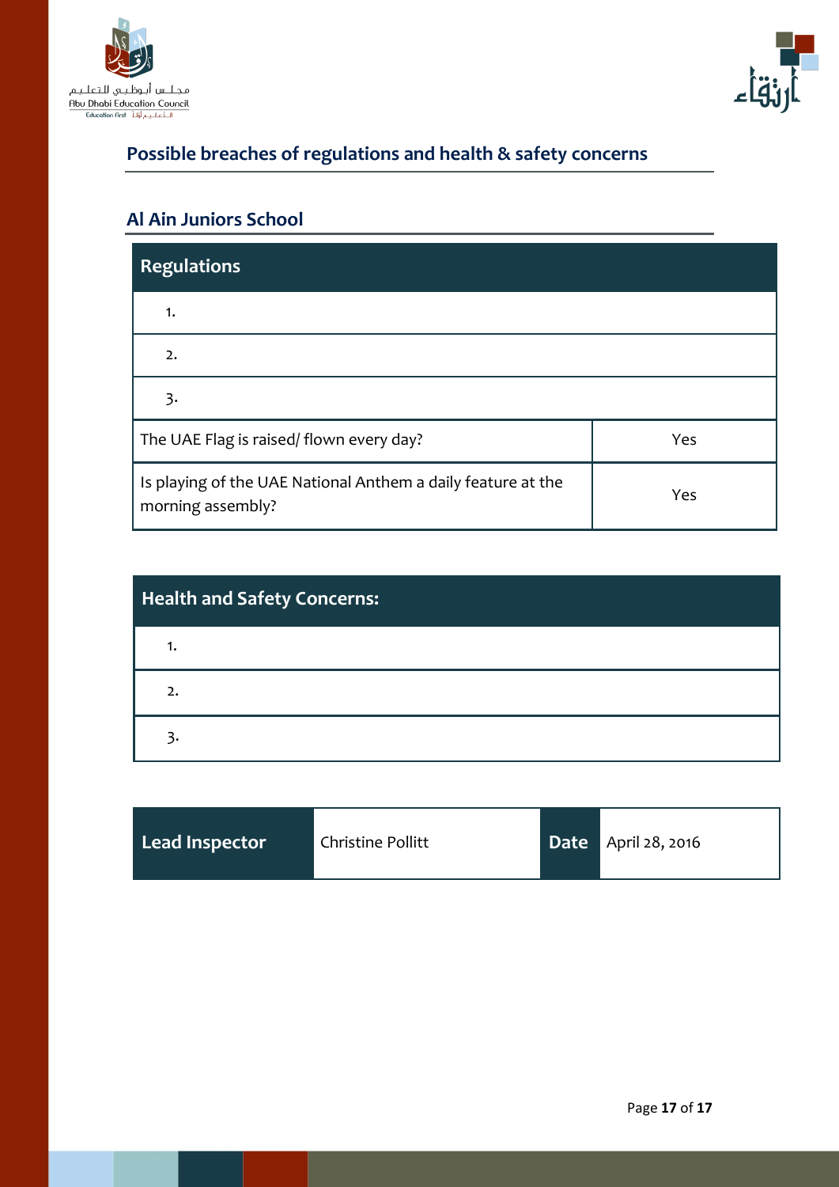## Possible breaches of regulations and health & safety concerns

### Al Ain Juniors School

| Regulations | |
|---|---|
| 1. | |
| 2. | |
| 3. | |
| The UAE Flag is raised/ flown every day? | Yes |
| Is playing of the UAE National Anthem a daily feature at the morning assembly? | Yes |

| Health and Safety Concerns: |
|---|
| 1. |
| 2. |
| 3. |

| Lead Inspector | Christine Pollitt | Date | April 28, 2016 |
|---|---|---|---|